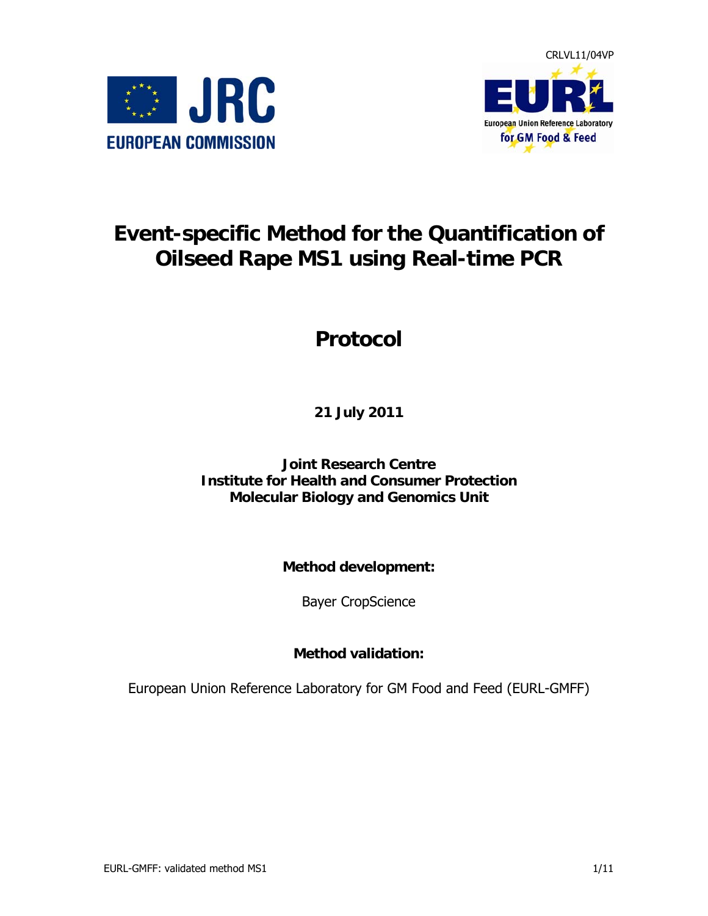CRLVL11/04VP

# Event-specific Method for the Quantification of Oilseed Rape MS1 using Real-time PCR

## Protocol

**21 July 2011**

**Joint Research Centre**
**Institute for Health and Consumer Protection**
**Molecular Biology and Genomics Unit**

**Method development:**

Bayer CropScience

**Method validation:**

European Union Reference Laboratory for GM Food and Feed (EURL-GMFF)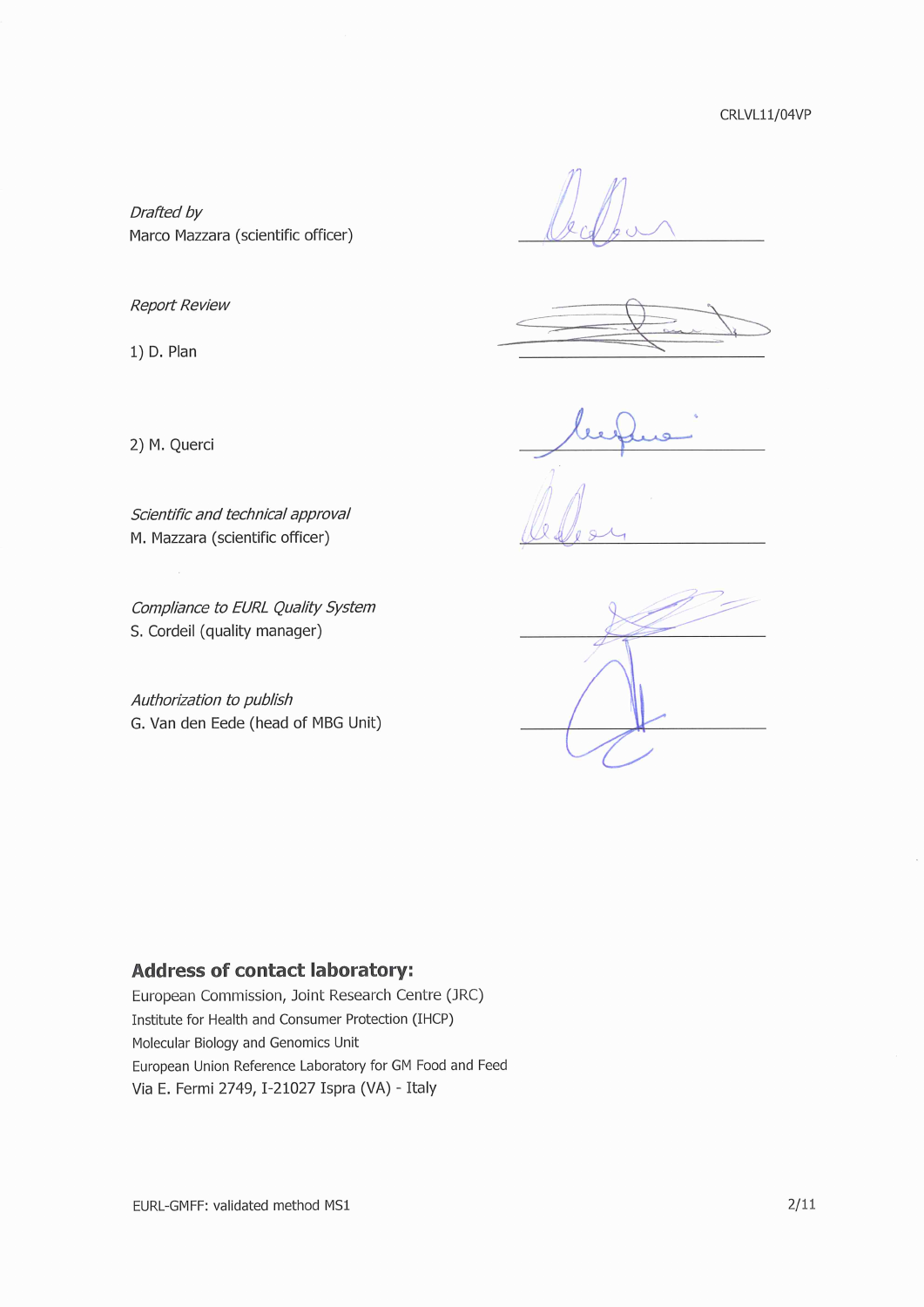CRLVL11/04VP

*Drafted by*
Marco Mazzara (scientific officer)

*Report Review*

1) D. Plan

2) M. Querci

*Scientific and technical approval*
M. Mazzara (scientific officer)

*Compliance to EURL Quality System*
S. Cordeil (quality manager)

*Authorization to publish*
G. Van den Eede (head of MBG Unit)

**Address of contact laboratory:**
European Commission, Joint Research Centre (JRC)
Institute for Health and Consumer Protection (IHCP)
Molecular Biology and Genomics Unit
European Union Reference Laboratory for GM Food and Feed
Via E. Fermi 2749, I-21027 Ispra (VA) - Italy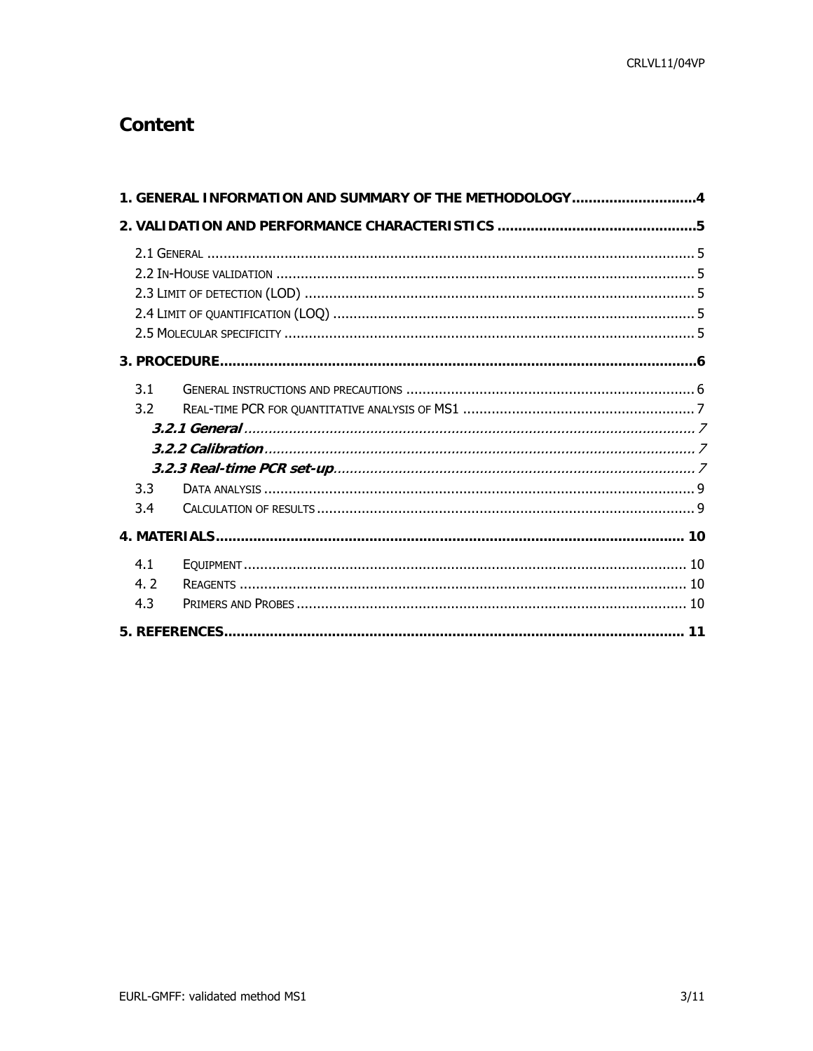# Content

**1. GENERAL INFORMATION AND SUMMARY OF THE METHODOLOGY.............................4**

**2. VALIDATION AND PERFORMANCE CHARACTERISTICS ...............................................5**

2.1 GENERAL ....................................................................................................................... 5
2.2 IN-HOUSE VALIDATION ..................................................................................................... 5
2.3 LIMIT OF DETECTION (LOD) ............................................................................................... 5
2.4 LIMIT OF QUANTIFICATION (LOQ) ........................................................................................ 5
2.5 MOLECULAR SPECIFICITY .................................................................................................... 5

**3. PROCEDURE.................................................................................................................6**

3.1 GENERAL INSTRUCTIONS AND PRECAUTIONS ....................................................................... 6
3.2 REAL-TIME PCR FOR QUANTITATIVE ANALYSIS OF MS1 ......................................................... 7
***3.2.1 General*** ............................................................................................................... 7
***3.2.2 Calibration*** ......................................................................................................... 7
***3.2.3 Real-time PCR set-up*** ........................................................................................ 7
3.3 DATA ANALYSIS ........................................................................................................... 9
3.4 CALCULATION OF RESULTS ............................................................................................ 9

**4. MATERIALS................................................................................................................ 10**

4.1 EQUIPMENT ............................................................................................................ 10
4. 2 REAGENTS ............................................................................................................. 10
4.3 PRIMERS AND PROBES ............................................................................................... 10

**5. REFERENCES.............................................................................................................. 11**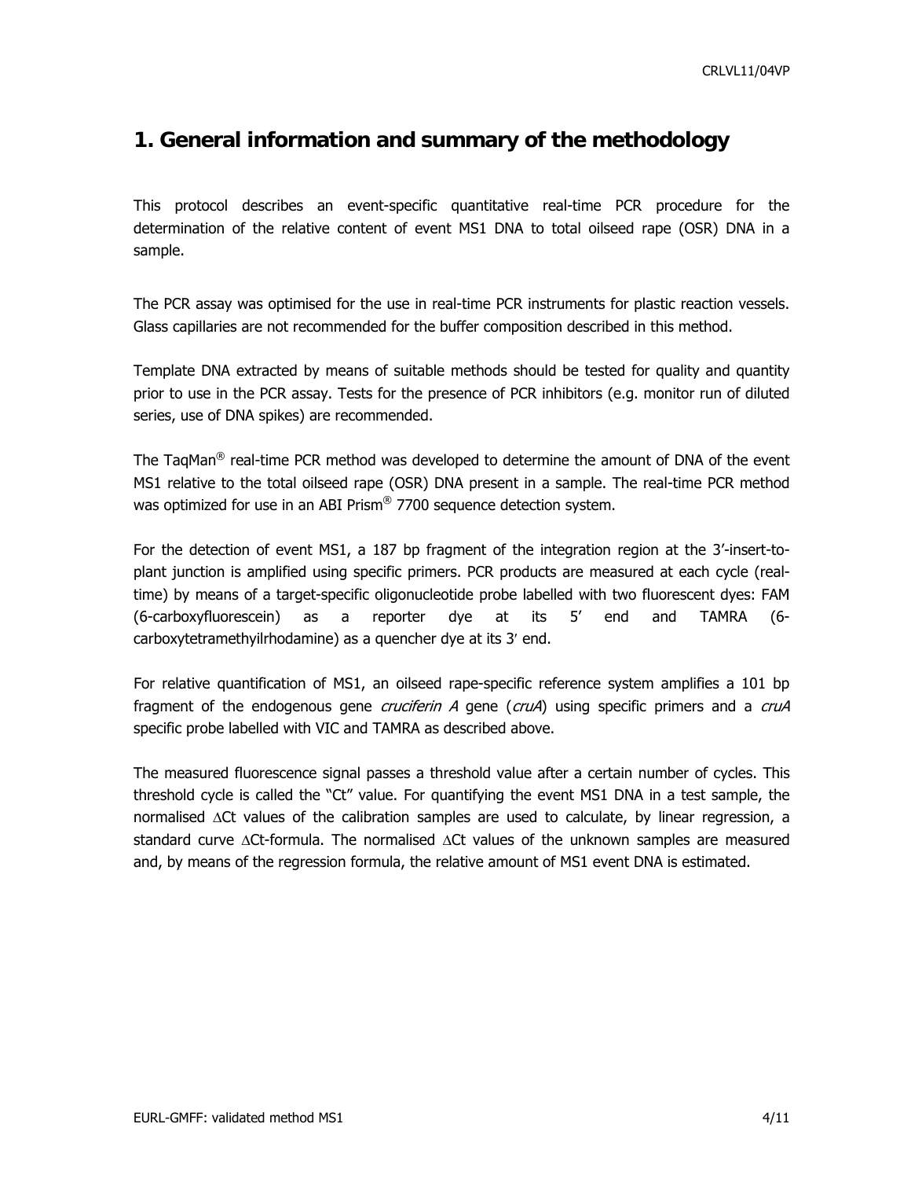# 1. General information and summary of the methodology

This protocol describes an event-specific quantitative real-time PCR procedure for the determination of the relative content of event MS1 DNA to total oilseed rape (OSR) DNA in a sample.

The PCR assay was optimised for the use in real-time PCR instruments for plastic reaction vessels. Glass capillaries are not recommended for the buffer composition described in this method.

Template DNA extracted by means of suitable methods should be tested for quality and quantity prior to use in the PCR assay. Tests for the presence of PCR inhibitors (e.g. monitor run of diluted series, use of DNA spikes) are recommended.

The TaqMan® real-time PCR method was developed to determine the amount of DNA of the event MS1 relative to the total oilseed rape (OSR) DNA present in a sample. The real-time PCR method was optimized for use in an ABI Prism® 7700 sequence detection system.

For the detection of event MS1, a 187 bp fragment of the integration region at the 3'-insert-to-plant junction is amplified using specific primers. PCR products are measured at each cycle (real-time) by means of a target-specific oligonucleotide probe labelled with two fluorescent dyes: FAM (6-carboxyfluorescein) as a reporter dye at its 5' end and TAMRA (6-carboxytetramethyilrhodamine) as a quencher dye at its 3' end.

For relative quantification of MS1, an oilseed rape-specific reference system amplifies a 101 bp fragment of the endogenous gene *cruciferin A* gene (*cruA*) using specific primers and a *cruA* specific probe labelled with VIC and TAMRA as described above.

The measured fluorescence signal passes a threshold value after a certain number of cycles. This threshold cycle is called the "Ct" value. For quantifying the event MS1 DNA in a test sample, the normalised $\Delta$Ct values of the calibration samples are used to calculate, by linear regression, a standard curve $\Delta$Ct-formula. The normalised $\Delta$Ct values of the unknown samples are measured and, by means of the regression formula, the relative amount of MS1 event DNA is estimated.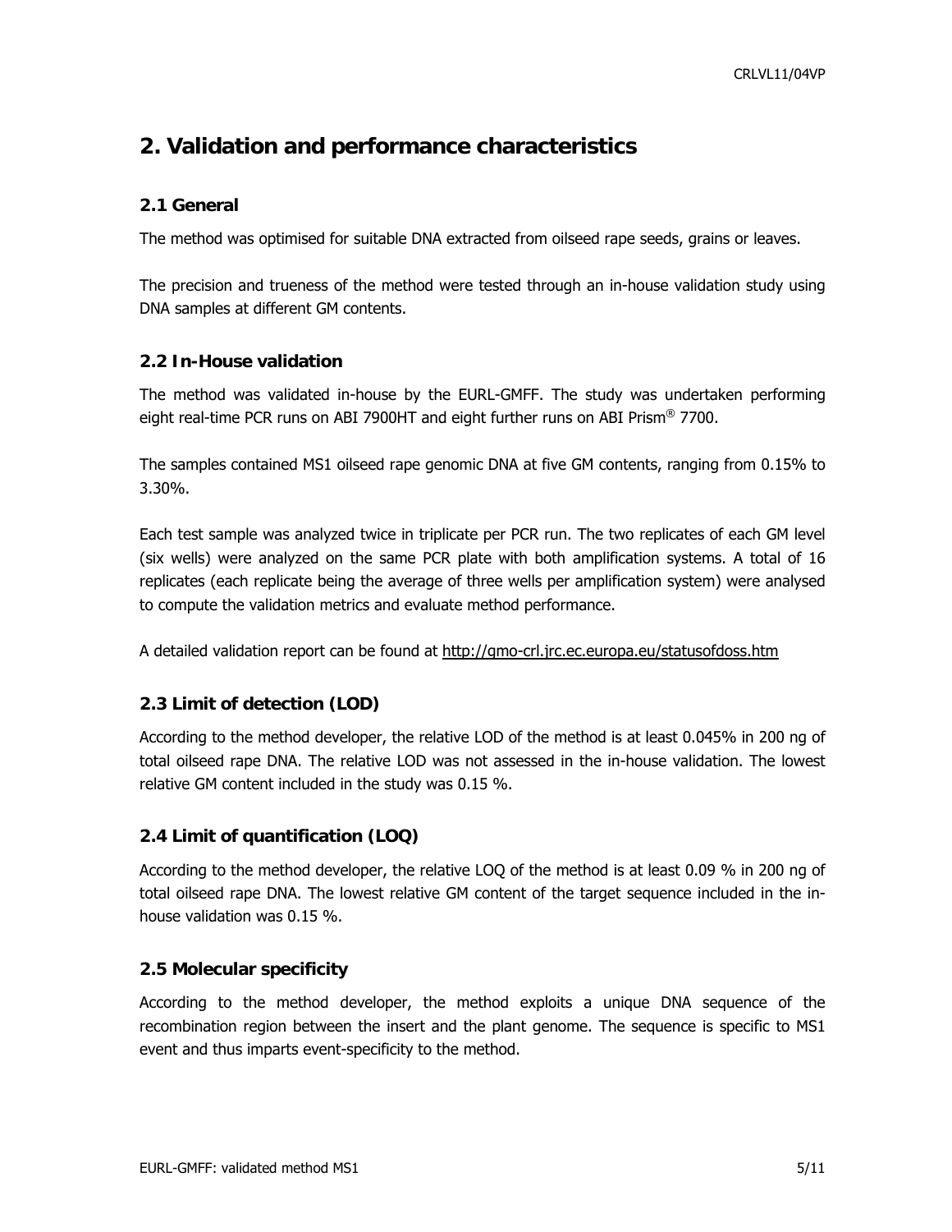# 2. Validation and performance characteristics

## 2.1 General

The method was optimised for suitable DNA extracted from oilseed rape seeds, grains or leaves.

The precision and trueness of the method were tested through an in-house validation study using DNA samples at different GM contents.

## 2.2 In-House validation

The method was validated in-house by the EURL-GMFF. The study was undertaken performing eight real-time PCR runs on ABI 7900HT and eight further runs on ABI Prism® 7700.

The samples contained MS1 oilseed rape genomic DNA at five GM contents, ranging from 0.15% to 3.30%.

Each test sample was analyzed twice in triplicate per PCR run. The two replicates of each GM level (six wells) were analyzed on the same PCR plate with both amplification systems. A total of 16 replicates (each replicate being the average of three wells per amplification system) were analysed to compute the validation metrics and evaluate method performance.

A detailed validation report can be found at http://gmo-crl.jrc.ec.europa.eu/statusofdoss.htm

## 2.3 Limit of detection (LOD)

According to the method developer, the relative LOD of the method is at least 0.045% in 200 ng of total oilseed rape DNA. The relative LOD was not assessed in the in-house validation. The lowest relative GM content included in the study was 0.15 %.

## 2.4 Limit of quantification (LOQ)

According to the method developer, the relative LOQ of the method is at least 0.09 % in 200 ng of total oilseed rape DNA. The lowest relative GM content of the target sequence included in the in-house validation was 0.15 %.

## 2.5 Molecular specificity

According to the method developer, the method exploits a unique DNA sequence of the recombination region between the insert and the plant genome. The sequence is specific to MS1 event and thus imparts event-specificity to the method.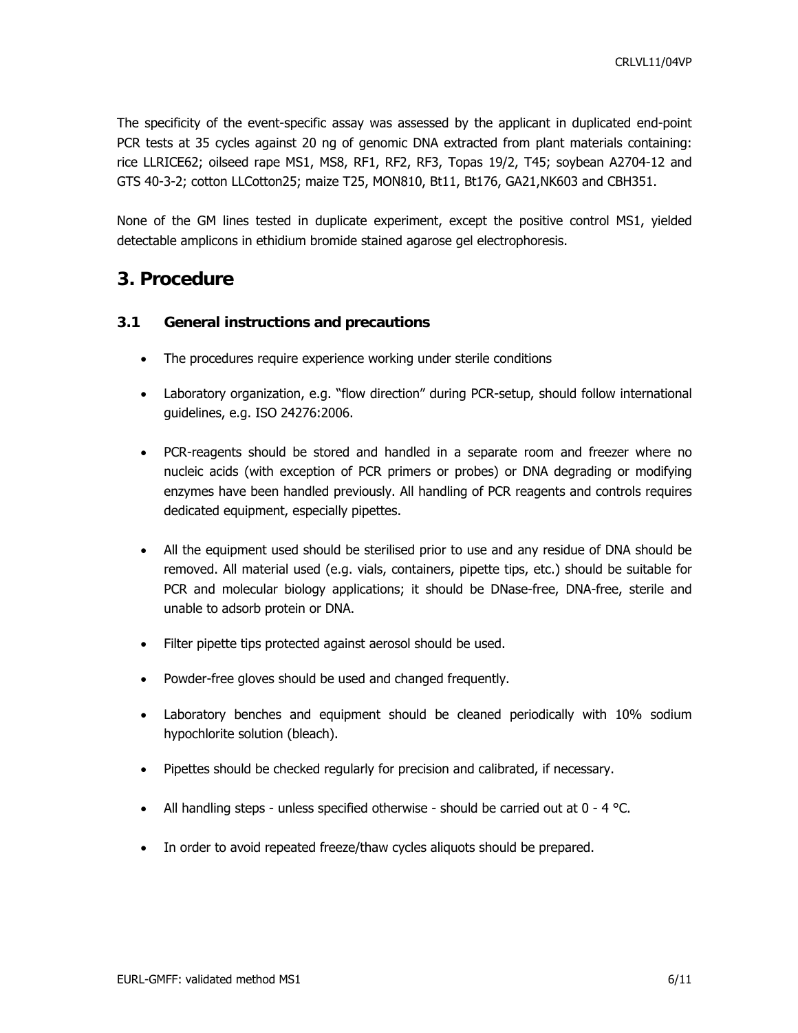The specificity of the event-specific assay was assessed by the applicant in duplicated end-point PCR tests at 35 cycles against 20 ng of genomic DNA extracted from plant materials containing: rice LLRICE62; oilseed rape MS1, MS8, RF1, RF2, RF3, Topas 19/2, T45; soybean A2704-12 and GTS 40-3-2; cotton LLCotton25; maize T25, MON810, Bt11, Bt176, GA21,NK603 and CBH351.

None of the GM lines tested in duplicate experiment, except the positive control MS1, yielded detectable amplicons in ethidium bromide stained agarose gel electrophoresis.

# 3. Procedure

## 3.1 General instructions and precautions

- The procedures require experience working under sterile conditions
- Laboratory organization, e.g. "flow direction" during PCR-setup, should follow international guidelines, e.g. ISO 24276:2006.
- PCR-reagents should be stored and handled in a separate room and freezer where no nucleic acids (with exception of PCR primers or probes) or DNA degrading or modifying enzymes have been handled previously. All handling of PCR reagents and controls requires dedicated equipment, especially pipettes.
- All the equipment used should be sterilised prior to use and any residue of DNA should be removed. All material used (e.g. vials, containers, pipette tips, etc.) should be suitable for PCR and molecular biology applications; it should be DNase-free, DNA-free, sterile and unable to adsorb protein or DNA.
- Filter pipette tips protected against aerosol should be used.
- Powder-free gloves should be used and changed frequently.
- Laboratory benches and equipment should be cleaned periodically with 10% sodium hypochlorite solution (bleach).
- Pipettes should be checked regularly for precision and calibrated, if necessary.
- All handling steps - unless specified otherwise - should be carried out at 0 - 4 °C.
- In order to avoid repeated freeze/thaw cycles aliquots should be prepared.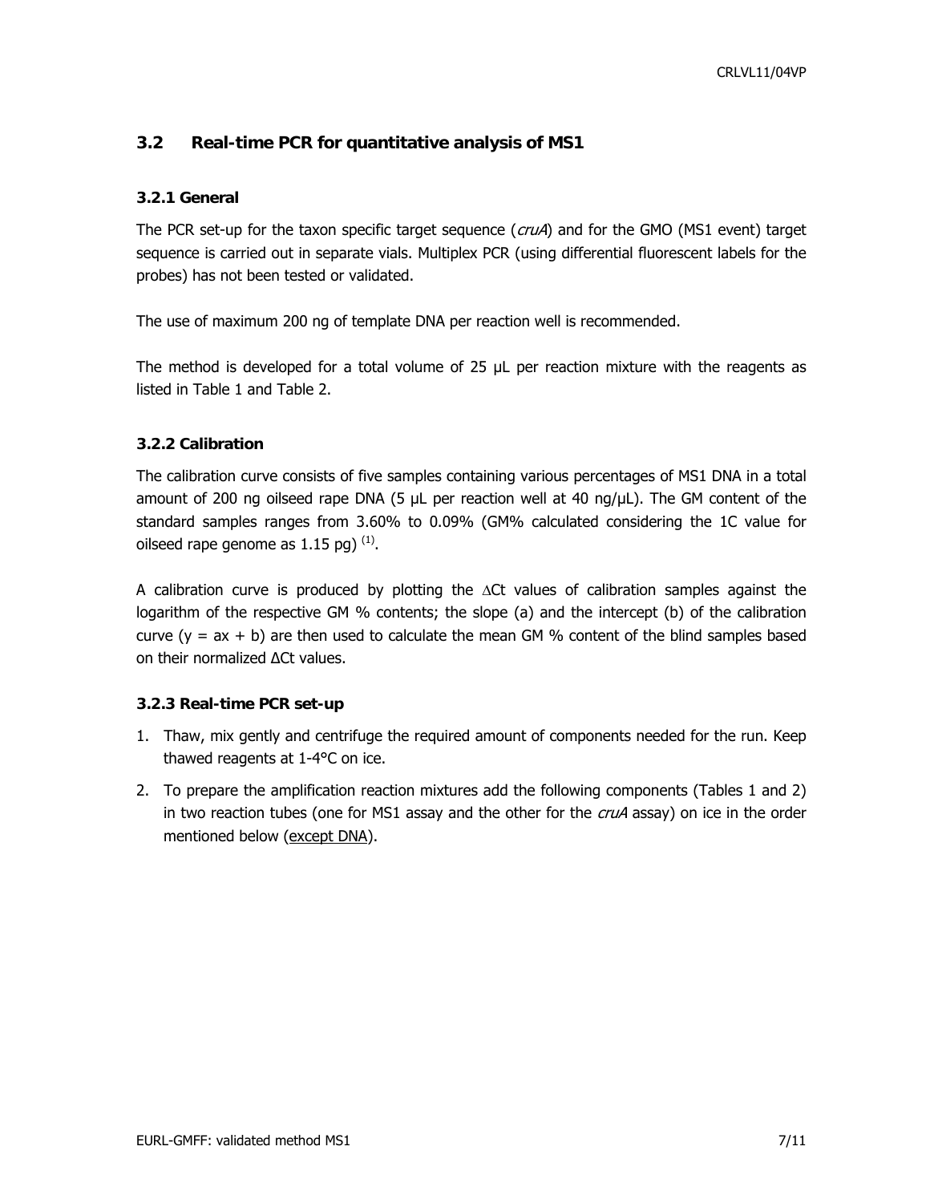## 3.2 Real-time PCR for quantitative analysis of MS1

### 3.2.1 General

The PCR set-up for the taxon specific target sequence (*cruA*) and for the GMO (MS1 event) target sequence is carried out in separate vials. Multiplex PCR (using differential fluorescent labels for the probes) has not been tested or validated.

The use of maximum 200 ng of template DNA per reaction well is recommended.

The method is developed for a total volume of 25 µL per reaction mixture with the reagents as listed in Table 1 and Table 2.

### 3.2.2 Calibration

The calibration curve consists of five samples containing various percentages of MS1 DNA in a total amount of 200 ng oilseed rape DNA (5 µL per reaction well at 40 ng/µL). The GM content of the standard samples ranges from 3.60% to 0.09% (GM% calculated considering the 1C value for oilseed rape genome as 1.15 pg) (1).

A calibration curve is produced by plotting the ∆Ct values of calibration samples against the logarithm of the respective GM % contents; the slope (a) and the intercept (b) of the calibration curve ($y = ax + b$) are then used to calculate the mean GM % content of the blind samples based on their normalized ΔCt values.

### 3.2.3 Real-time PCR set-up

1. Thaw, mix gently and centrifuge the required amount of components needed for the run. Keep thawed reagents at 1-4°C on ice.
2. To prepare the amplification reaction mixtures add the following components (Tables 1 and 2) in two reaction tubes (one for MS1 assay and the other for the *cruA* assay) on ice in the order mentioned below (<u>except DNA</u>).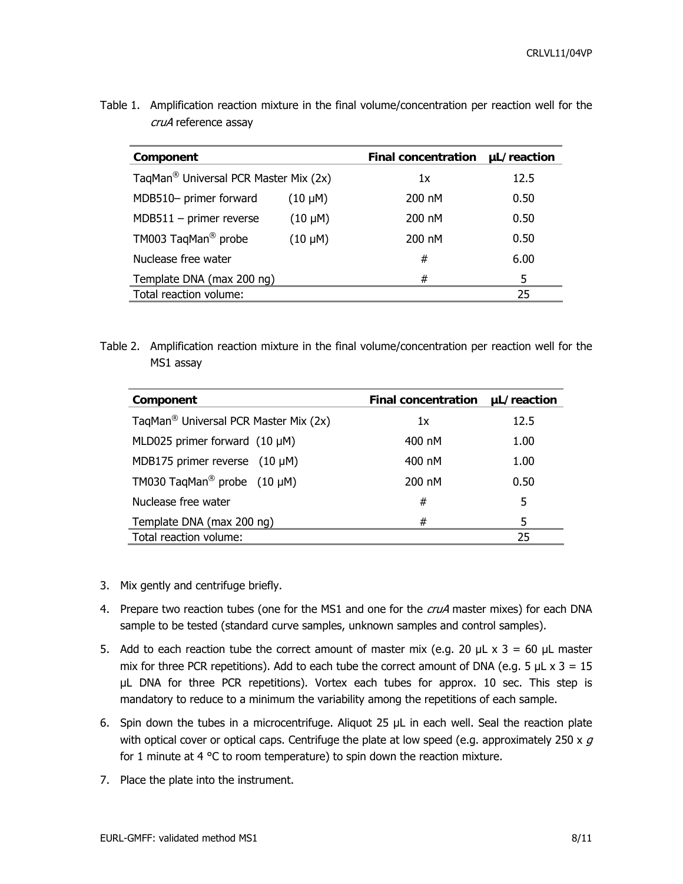Table 1. Amplification reaction mixture in the final volume/concentration per reaction well for the *cruA* reference assay

| Component | | Final concentration | µL/reaction |
|---|---|---|---|
| TaqMan® Universal PCR Master Mix (2x) | | 1x | 12.5 |
| MDB510– primer forward | (10 µM) | 200 nM | 0.50 |
| MDB511 – primer reverse | (10 µM) | 200 nM | 0.50 |
| TM003 TaqMan® probe | (10 µM) | 200 nM | 0.50 |
| Nuclease free water | | # | 6.00 |
| Template DNA (max 200 ng) | | # | 5 |
| Total reaction volume: | | | 25 |

Table 2. Amplification reaction mixture in the final volume/concentration per reaction well for the MS1 assay

| Component | Final concentration | µL/reaction |
|---|---|---|
| TaqMan® Universal PCR Master Mix (2x) | 1x | 12.5 |
| MLD025 primer forward (10 µM) | 400 nM | 1.00 |
| MDB175 primer reverse (10 µM) | 400 nM | 1.00 |
| TM030 TaqMan® probe (10 µM) | 200 nM | 0.50 |
| Nuclease free water | # | 5 |
| Template DNA (max 200 ng) | # | 5 |
| Total reaction volume: | | 25 |

3. Mix gently and centrifuge briefly.
4. Prepare two reaction tubes (one for the MS1 and one for the *cruA* master mixes) for each DNA sample to be tested (standard curve samples, unknown samples and control samples).
5. Add to each reaction tube the correct amount of master mix (e.g. 20 µL x 3 = 60 µL master mix for three PCR repetitions). Add to each tube the correct amount of DNA (e.g. 5 µL x 3 = 15 µL DNA for three PCR repetitions). Vortex each tubes for approx. 10 sec. This step is mandatory to reduce to a minimum the variability among the repetitions of each sample.
6. Spin down the tubes in a microcentrifuge. Aliquot 25 µL in each well. Seal the reaction plate with optical cover or optical caps. Centrifuge the plate at low speed (e.g. approximately 250 x *g* for 1 minute at 4 °C to room temperature) to spin down the reaction mixture.
7. Place the plate into the instrument.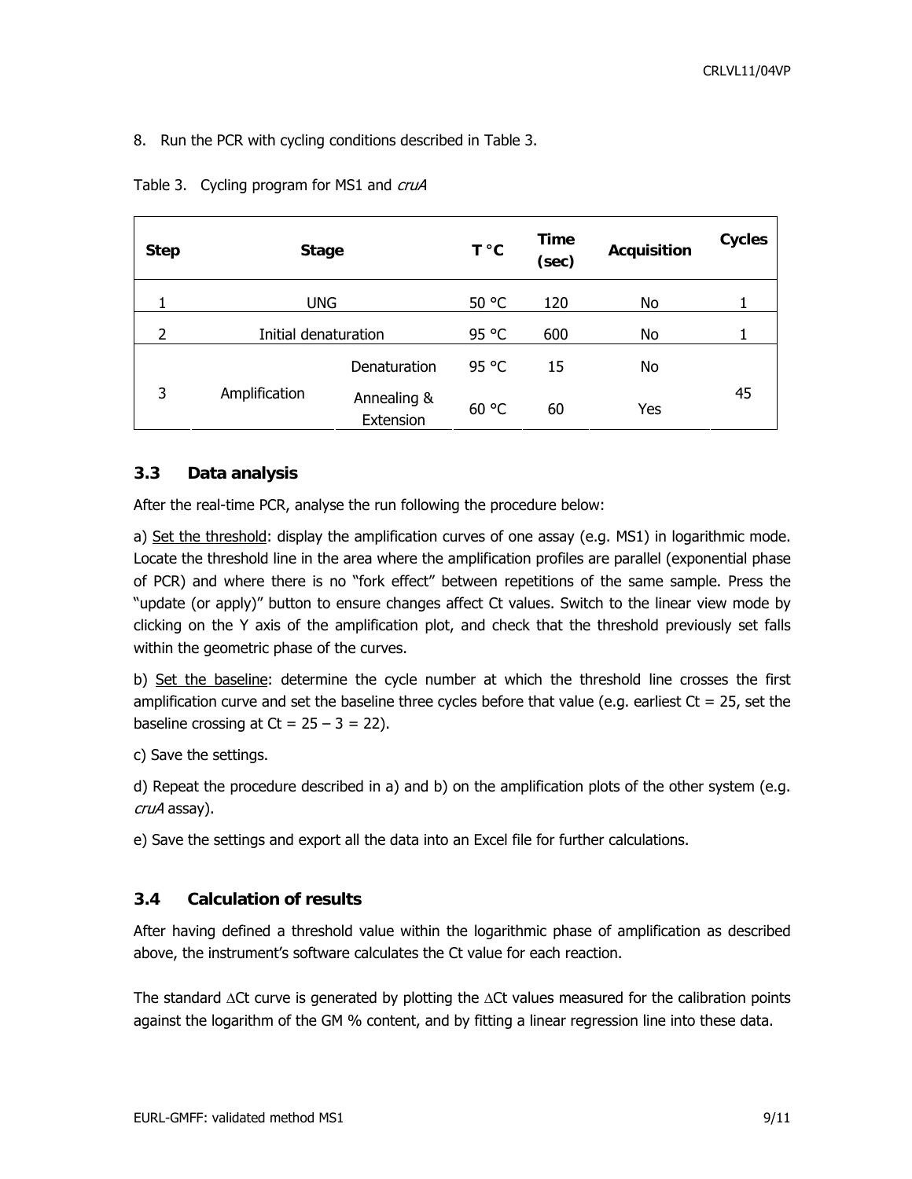8. Run the PCR with cycling conditions described in Table 3.

Table 3. Cycling program for MS1 and *cruA*

| Step | Stage | | T °C | Time (sec) | Acquisition | Cycles |
|---|---|---|---|---|---|---|
| 1 | UNG | | 50 °C | 120 | No | 1 |
| 2 | Initial denaturation | | 95 °C | 600 | No | 1 |
| 3 | Amplification | Denaturation | 95 °C | 15 | No | 45 |
| | | Annealing & Extension | 60 °C | 60 | Yes | |

### 3.3 Data analysis

After the real-time PCR, analyse the run following the procedure below:

a) Set the threshold: display the amplification curves of one assay (e.g. MS1) in logarithmic mode. Locate the threshold line in the area where the amplification profiles are parallel (exponential phase of PCR) and where there is no "fork effect" between repetitions of the same sample. Press the "update (or apply)" button to ensure changes affect Ct values. Switch to the linear view mode by clicking on the Y axis of the amplification plot, and check that the threshold previously set falls within the geometric phase of the curves.

b) Set the baseline: determine the cycle number at which the threshold line crosses the first amplification curve and set the baseline three cycles before that value (e.g. earliest Ct = 25, set the baseline crossing at Ct = 25 – 3 = 22).

c) Save the settings.

d) Repeat the procedure described in a) and b) on the amplification plots of the other system (e.g. *cruA* assay).

e) Save the settings and export all the data into an Excel file for further calculations.

### 3.4 Calculation of results

After having defined a threshold value within the logarithmic phase of amplification as described above, the instrument's software calculates the Ct value for each reaction.

The standard $\Delta$Ct curve is generated by plotting the $\Delta$Ct values measured for the calibration points against the logarithm of the GM % content, and by fitting a linear regression line into these data.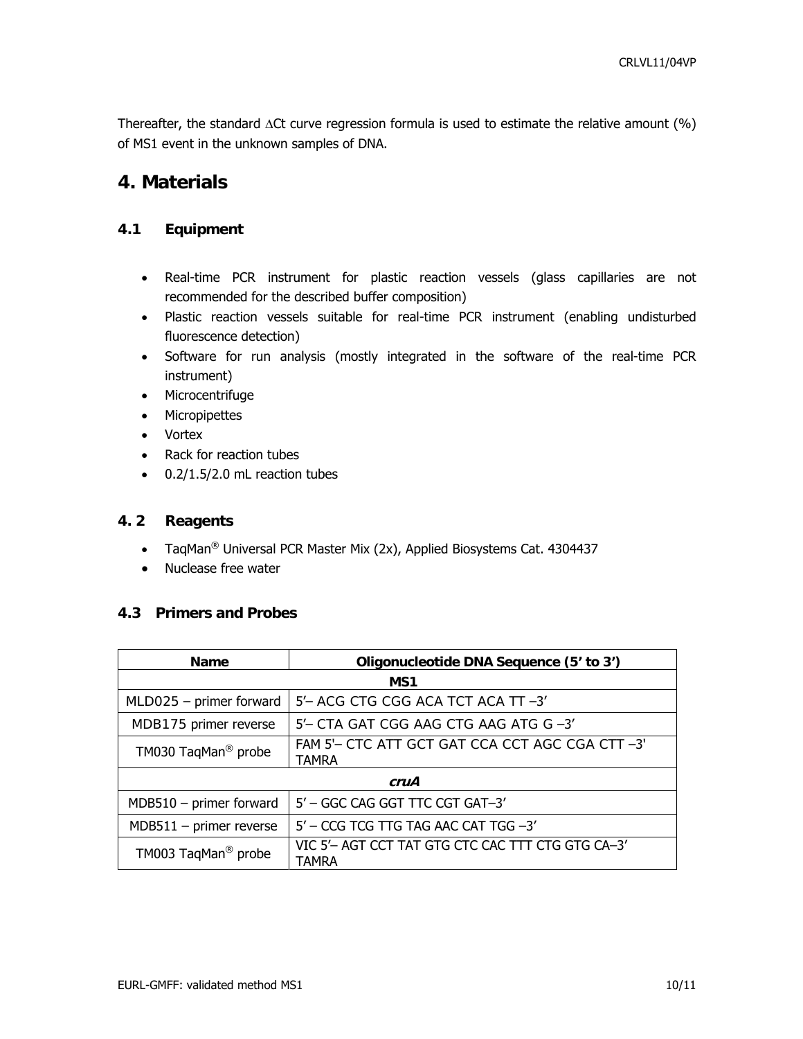Thereafter, the standard ∆Ct curve regression formula is used to estimate the relative amount (%) of MS1 event in the unknown samples of DNA.

# 4. Materials

## 4.1 Equipment

- Real-time PCR instrument for plastic reaction vessels (glass capillaries are not recommended for the described buffer composition)
- Plastic reaction vessels suitable for real-time PCR instrument (enabling undisturbed fluorescence detection)
- Software for run analysis (mostly integrated in the software of the real-time PCR instrument)
- Microcentrifuge
- Micropipettes
- Vortex
- Rack for reaction tubes
- 0.2/1.5/2.0 mL reaction tubes

## 4. 2 Reagents

- TaqMan® Universal PCR Master Mix (2x), Applied Biosystems Cat. 4304437
- Nuclease free water

## 4.3 Primers and Probes

| Name | Oligonucleotide DNA Sequence (5' to 3') |
|---|---|
| **MS1** | |
| MLD025 – primer forward | 5'– ACG CTG CGG ACA TCT ACA TT –3' |
| MDB175 primer reverse | 5'– CTA GAT CGG AAG CTG AAG ATG G –3' |
| TM030 TaqMan® probe | FAM 5'– CTC ATT GCT GAT CCA CCT AGC CGA CTT –3' TAMRA |
| ***cruA*** | |
| MDB510 – primer forward | 5' – GGC CAG GGT TTC CGT GAT–3' |
| MDB511 – primer reverse | 5' – CCG TCG TTG TAG AAC CAT TGG –3' |
| TM003 TaqMan® probe | VIC 5'– AGT CCT TAT GTG CTC CAC TTT CTG GTG CA–3' TAMRA |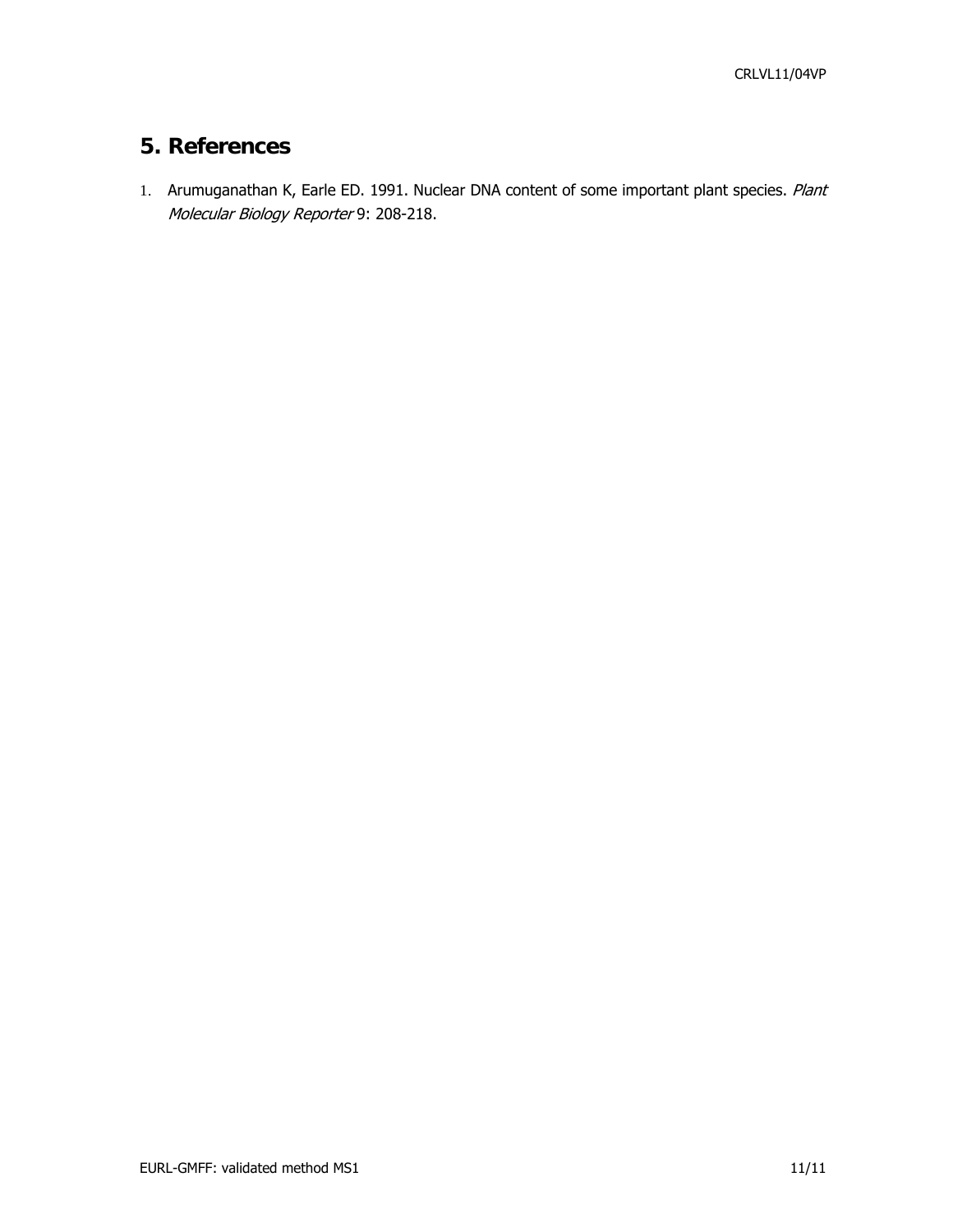## 5. References

1. Arumuganathan K, Earle ED. 1991. Nuclear DNA content of some important plant species. *Plant Molecular Biology Reporter* 9: 208-218.